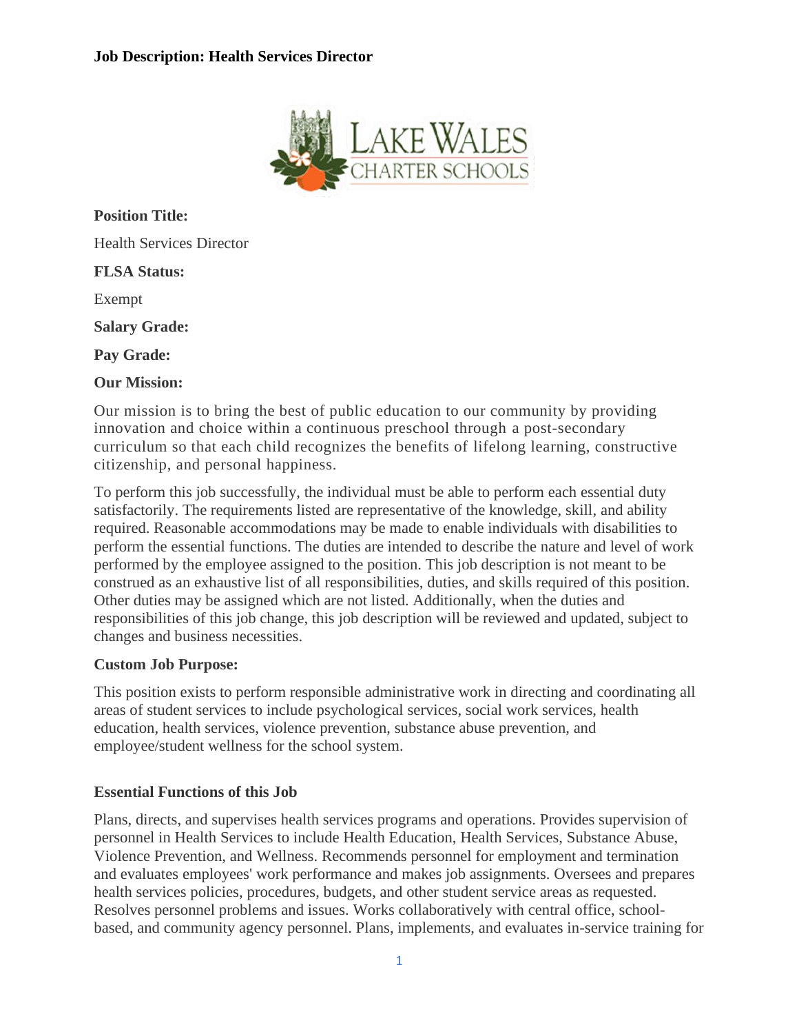**Job Description: Health Services Director**

**Position Title:**

Health Services Director

**FLSA Status:**

Exempt

**Salary Grade:**

**Pay Grade:**

**Our Mission:**

Our mission is to bring the best of public education to our community by providing innovation and choice within a continuous preschool through a post-secondary curriculum so that each child recognizes the benefits of lifelong learning, constructive citizenship, and personal happiness.

To perform this job successfully, the individual must be able to perform each essential duty satisfactorily. The requirements listed are representative of the knowledge, skill, and ability required. Reasonable accommodations may be made to enable individuals with disabilities to perform the essential functions. The duties are intended to describe the nature and level of work performed by the employee assigned to the position. This job description is not meant to be construed as an exhaustive list of all responsibilities, duties, and skills required of this position. Other duties may be assigned which are not listed. Additionally, when the duties and responsibilities of this job change, this job description will be reviewed and updated, subject to changes and business necessities.

**Custom Job Purpose:**

This position exists to perform responsible administrative work in directing and coordinating all areas of student services to include psychological services, social work services, health education, health services, violence prevention, substance abuse prevention, and employee/student wellness for the school system.

**Essential Functions of this Job**

Plans, directs, and supervises health services programs and operations. Provides supervision of personnel in Health Services to include Health Education, Health Services, Substance Abuse, Violence Prevention, and Wellness. Recommends personnel for employment and termination and evaluates employees' work performance and makes job assignments. Oversees and prepares health services policies, procedures, budgets, and other student service areas as requested. Resolves personnel problems and issues. Works collaboratively with central office, school-based, and community agency personnel. Plans, implements, and evaluates in-service training for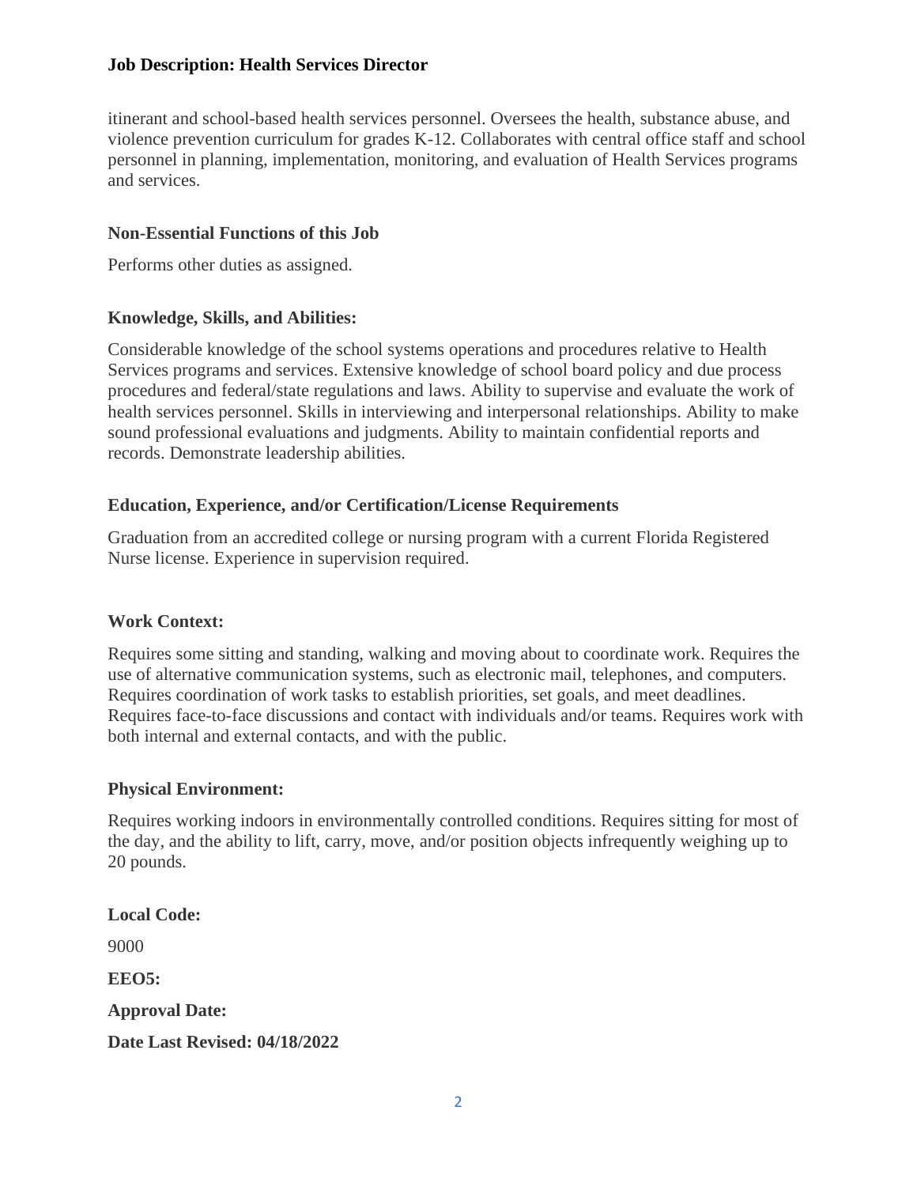itinerant and school-based health services personnel. Oversees the health, substance abuse, and violence prevention curriculum for grades K-12. Collaborates with central office staff and school personnel in planning, implementation, monitoring, and evaluation of Health Services programs and services.

### Non-Essential Functions of this Job

Performs other duties as assigned.

### Knowledge, Skills, and Abilities:

Considerable knowledge of the school systems operations and procedures relative to Health Services programs and services. Extensive knowledge of school board policy and due process procedures and federal/state regulations and laws. Ability to supervise and evaluate the work of health services personnel. Skills in interviewing and interpersonal relationships. Ability to make sound professional evaluations and judgments. Ability to maintain confidential reports and records. Demonstrate leadership abilities.

### Education, Experience, and/or Certification/License Requirements

Graduation from an accredited college or nursing program with a current Florida Registered Nurse license. Experience in supervision required.

### Work Context:

Requires some sitting and standing, walking and moving about to coordinate work. Requires the use of alternative communication systems, such as electronic mail, telephones, and computers. Requires coordination of work tasks to establish priorities, set goals, and meet deadlines. Requires face-to-face discussions and contact with individuals and/or teams. Requires work with both internal and external contacts, and with the public.

### Physical Environment:

Requires working indoors in environmentally controlled conditions. Requires sitting for most of the day, and the ability to lift, carry, move, and/or position objects infrequently weighing up to 20 pounds.

**Local Code:**

9000

**EEO5:**

**Approval Date:**

**Date Last Revised: 04/18/2022**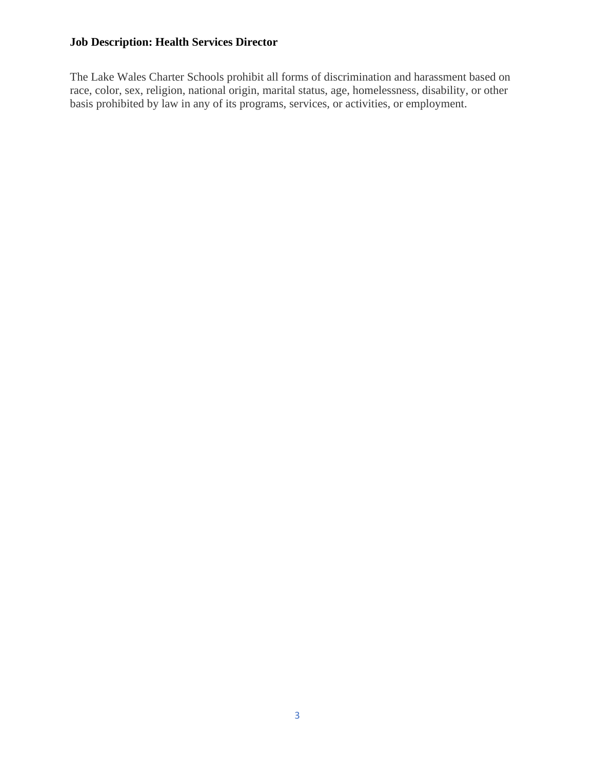**Job Description: Health Services Director**

The Lake Wales Charter Schools prohibit all forms of discrimination and harassment based on race, color, sex, religion, national origin, marital status, age, homelessness, disability, or other basis prohibited by law in any of its programs, services, or activities, or employment.